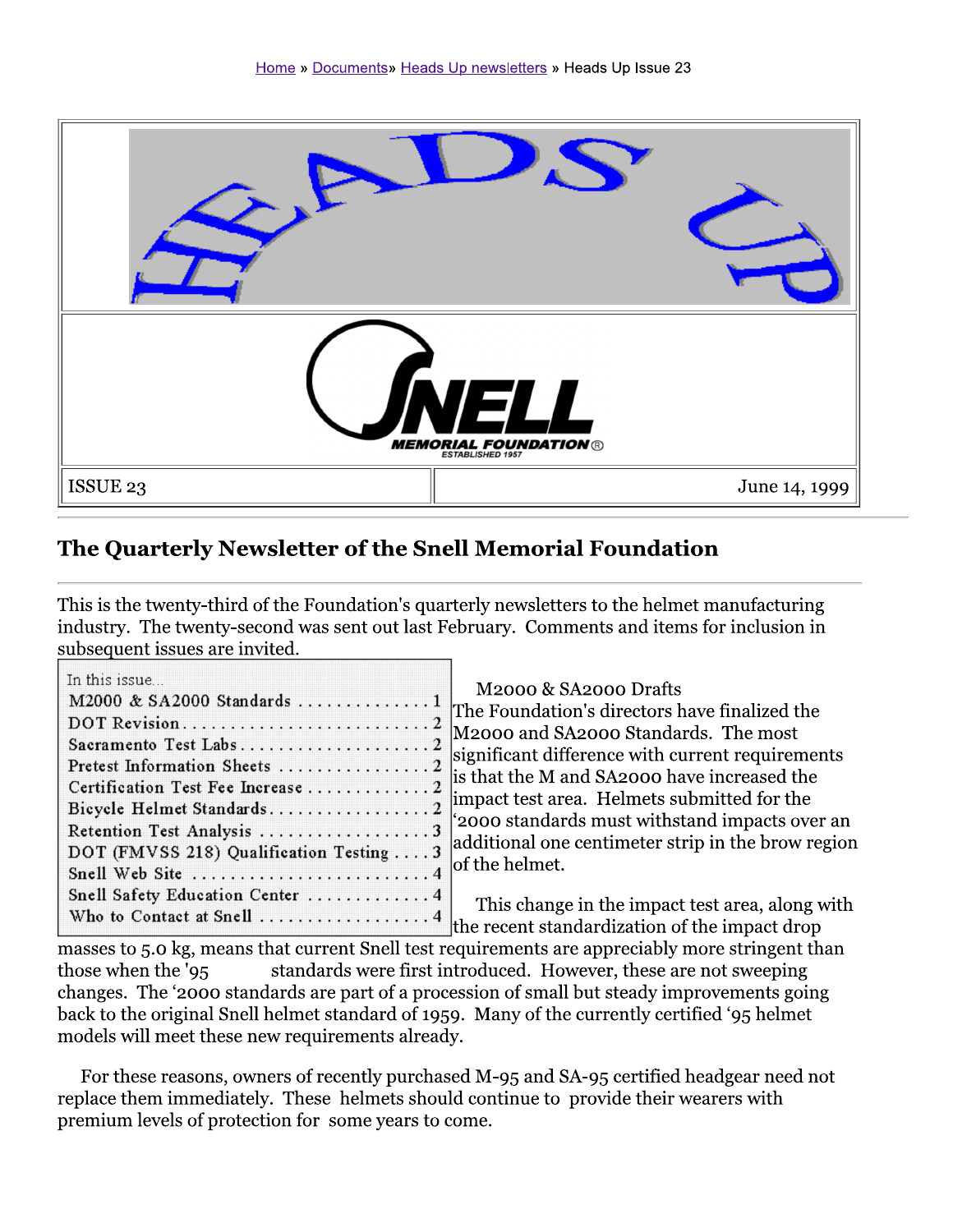Home » Documents» Heads Up newsletters » Heads Up Issue 23

# HEADS UP

SNELL MEMORIAL FOUNDATION® ESTABLISHED 1957

| ISSUE 23 | June 14, 1999 |
|---|---|

## The Quarterly Newsletter of the Snell Memorial Foundation

This is the twenty-third of the Foundation's quarterly newsletters to the helmet manufacturing industry. The twenty-second was sent out last February. Comments and items for inclusion in subsequent issues are invited.

In this issue...

| | |
|---|---|
| M2000 & SA2000 Standards | 1 |
| DOT Revision | 2 |
| Sacramento Test Labs | 2 |
| Pretest Information Sheets | 2 |
| Certification Test Fee Increase | 2 |
| Bicycle Helmet Standards | 2 |
| Retention Test Analysis | 3 |
| DOT (FMVSS 218) Qualification Testing | 3 |
| Snell Web Site | 4 |
| Snell Safety Education Center | 4 |
| Who to Contact at Snell | 4 |

### M2000 & SA2000 Drafts

The Foundation's directors have finalized the M2000 and SA2000 Standards. The most significant difference with current requirements is that the M and SA2000 have increased the impact test area. Helmets submitted for the '2000 standards must withstand impacts over an additional one centimeter strip in the brow region of the helmet.

This change in the impact test area, along with the recent standardization of the impact drop masses to 5.0 kg, means that current Snell test requirements are appreciably more stringent than those when the '95 standards were first introduced. However, these are not sweeping changes. The '2000 standards are part of a procession of small but steady improvements going back to the original Snell helmet standard of 1959. Many of the currently certified '95 helmet models will meet these new requirements already.

For these reasons, owners of recently purchased M-95 and SA-95 certified headgear need not replace them immediately. These helmets should continue to provide their wearers with premium levels of protection for some years to come.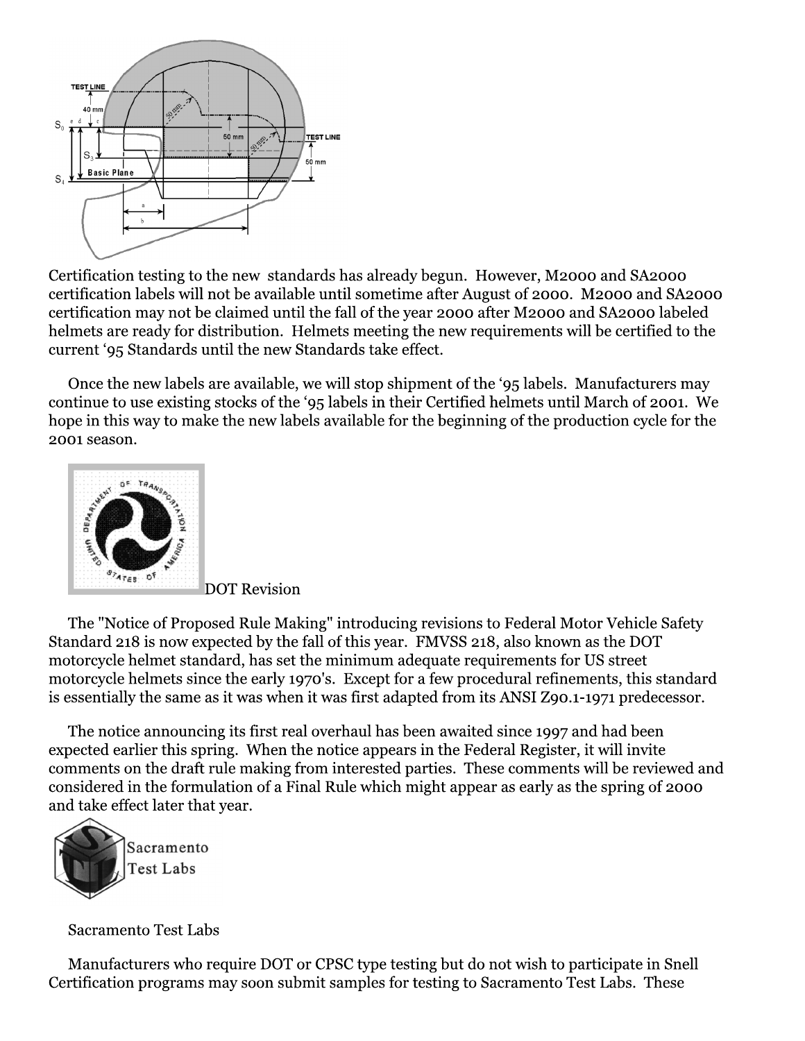Certification testing to the new standards has already begun. However, M2000 and SA2000 certification labels will not be available until sometime after August of 2000. M2000 and SA2000 certification may not be claimed until the fall of the year 2000 after M2000 and SA2000 labeled helmets are ready for distribution. Helmets meeting the new requirements will be certified to the current '95 Standards until the new Standards take effect.

Once the new labels are available, we will stop shipment of the '95 labels. Manufacturers may continue to use existing stocks of the '95 labels in their Certified helmets until March of 2001. We hope in this way to make the new labels available for the beginning of the production cycle for the 2001 season.

DOT Revision

The "Notice of Proposed Rule Making" introducing revisions to Federal Motor Vehicle Safety Standard 218 is now expected by the fall of this year. FMVSS 218, also known as the DOT motorcycle helmet standard, has set the minimum adequate requirements for US street motorcycle helmets since the early 1970's. Except for a few procedural refinements, this standard is essentially the same as it was when it was first adapted from its ANSI Z90.1-1971 predecessor.

The notice announcing its first real overhaul has been awaited since 1997 and had been expected earlier this spring. When the notice appears in the Federal Register, it will invite comments on the draft rule making from interested parties. These comments will be reviewed and considered in the formulation of a Final Rule which might appear as early as the spring of 2000 and take effect later that year.

Sacramento Test Labs

Manufacturers who require DOT or CPSC type testing but do not wish to participate in Snell Certification programs may soon submit samples for testing to Sacramento Test Labs. These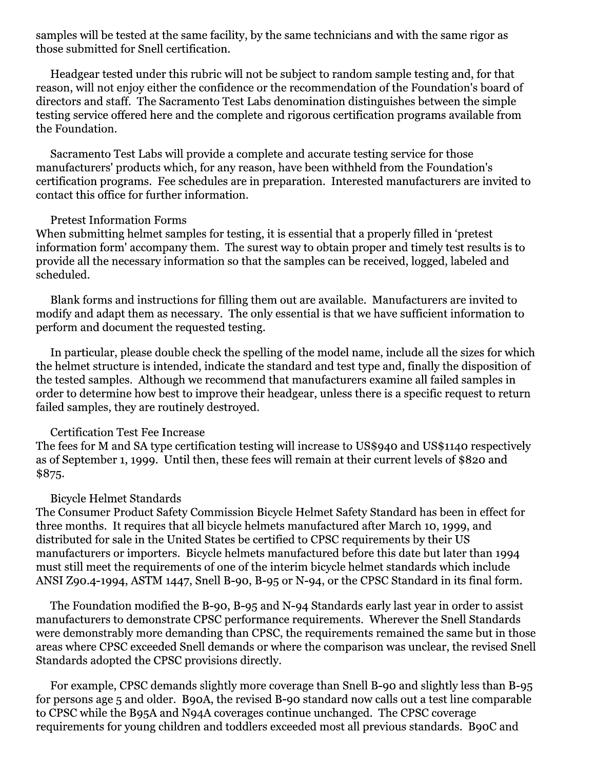samples will be tested at the same facility, by the same technicians and with the same rigor as those submitted for Snell certification.

Headgear tested under this rubric will not be subject to random sample testing and, for that reason, will not enjoy either the confidence or the recommendation of the Foundation's board of directors and staff. The Sacramento Test Labs denomination distinguishes between the simple testing service offered here and the complete and rigorous certification programs available from the Foundation.

Sacramento Test Labs will provide a complete and accurate testing service for those manufacturers' products which, for any reason, have been withheld from the Foundation's certification programs. Fee schedules are in preparation. Interested manufacturers are invited to contact this office for further information.

### Pretest Information Forms

When submitting helmet samples for testing, it is essential that a properly filled in 'pretest information form' accompany them. The surest way to obtain proper and timely test results is to provide all the necessary information so that the samples can be received, logged, labeled and scheduled.

Blank forms and instructions for filling them out are available. Manufacturers are invited to modify and adapt them as necessary. The only essential is that we have sufficient information to perform and document the requested testing.

In particular, please double check the spelling of the model name, include all the sizes for which the helmet structure is intended, indicate the standard and test type and, finally the disposition of the tested samples. Although we recommend that manufacturers examine all failed samples in order to determine how best to improve their headgear, unless there is a specific request to return failed samples, they are routinely destroyed.

### Certification Test Fee Increase

The fees for M and SA type certification testing will increase to US$940 and US$1140 respectively as of September 1, 1999. Until then, these fees will remain at their current levels of $820 and $875.

### Bicycle Helmet Standards

The Consumer Product Safety Commission Bicycle Helmet Safety Standard has been in effect for three months. It requires that all bicycle helmets manufactured after March 10, 1999, and distributed for sale in the United States be certified to CPSC requirements by their US manufacturers or importers. Bicycle helmets manufactured before this date but later than 1994 must still meet the requirements of one of the interim bicycle helmet standards which include ANSI Z90.4-1994, ASTM 1447, Snell B-90, B-95 or N-94, or the CPSC Standard in its final form.

The Foundation modified the B-90, B-95 and N-94 Standards early last year in order to assist manufacturers to demonstrate CPSC performance requirements. Wherever the Snell Standards were demonstrably more demanding than CPSC, the requirements remained the same but in those areas where CPSC exceeded Snell demands or where the comparison was unclear, the revised Snell Standards adopted the CPSC provisions directly.

For example, CPSC demands slightly more coverage than Snell B-90 and slightly less than B-95 for persons age 5 and older. B90A, the revised B-90 standard now calls out a test line comparable to CPSC while the B95A and N94A coverages continue unchanged. The CPSC coverage requirements for young children and toddlers exceeded most all previous standards. B90C and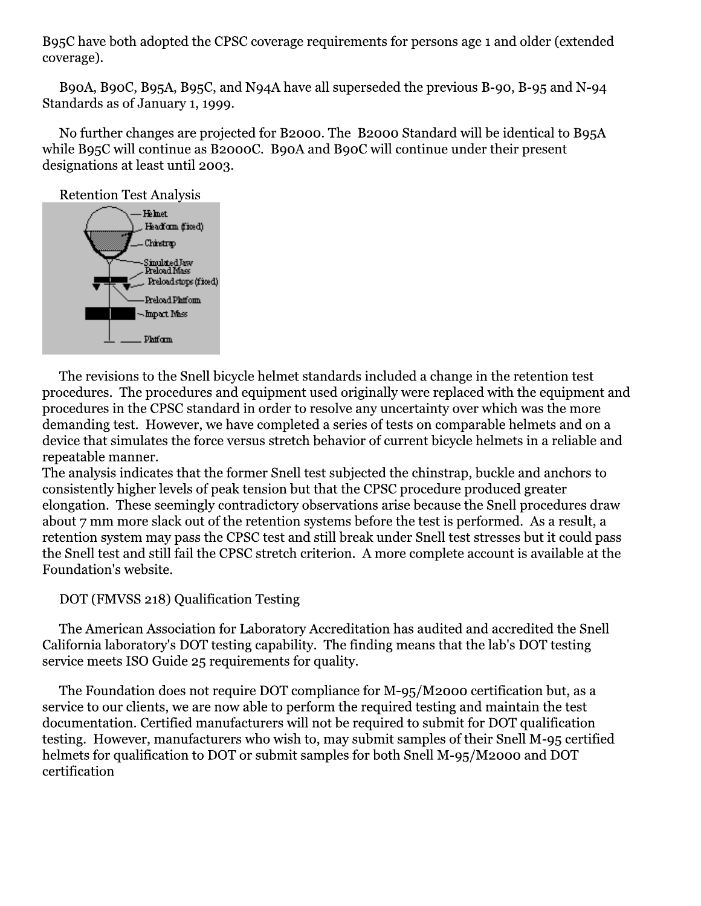B95C have both adopted the CPSC coverage requirements for persons age 1 and older (extended coverage).

B90A, B90C, B95A, B95C, and N94A have all superseded the previous B-90, B-95 and N-94 Standards as of January 1, 1999.

No further changes are projected for B2000. The B2000 Standard will be identical to B95A while B95C will continue as B2000C. B90A and B90C will continue under their present designations at least until 2003.

Retention Test Analysis

The revisions to the Snell bicycle helmet standards included a change in the retention test procedures. The procedures and equipment used originally were replaced with the equipment and procedures in the CPSC standard in order to resolve any uncertainty over which was the more demanding test. However, we have completed a series of tests on comparable helmets and on a device that simulates the force versus stretch behavior of current bicycle helmets in a reliable and repeatable manner.

The analysis indicates that the former Snell test subjected the chinstrap, buckle and anchors to consistently higher levels of peak tension but that the CPSC procedure produced greater elongation. These seemingly contradictory observations arise because the Snell procedures draw about 7 mm more slack out of the retention systems before the test is performed. As a result, a retention system may pass the CPSC test and still break under Snell test stresses but it could pass the Snell test and still fail the CPSC stretch criterion. A more complete account is available at the Foundation's website.

DOT (FMVSS 218) Qualification Testing

The American Association for Laboratory Accreditation has audited and accredited the Snell California laboratory's DOT testing capability. The finding means that the lab's DOT testing service meets ISO Guide 25 requirements for quality.

The Foundation does not require DOT compliance for M-95/M2000 certification but, as a service to our clients, we are now able to perform the required testing and maintain the test documentation. Certified manufacturers will not be required to submit for DOT qualification testing. However, manufacturers who wish to, may submit samples of their Snell M-95 certified helmets for qualification to DOT or submit samples for both Snell M-95/M2000 and DOT certification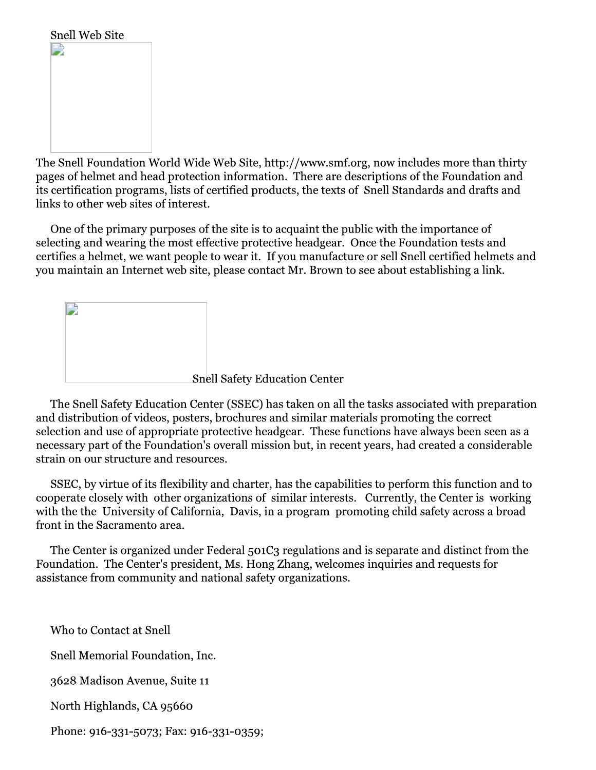## Snell Web Site

The Snell Foundation World Wide Web Site, http://www.smf.org, now includes more than thirty pages of helmet and head protection information. There are descriptions of the Foundation and its certification programs, lists of certified products, the texts of Snell Standards and drafts and links to other web sites of interest.

One of the primary purposes of the site is to acquaint the public with the importance of selecting and wearing the most effective protective headgear. Once the Foundation tests and certifies a helmet, we want people to wear it. If you manufacture or sell Snell certified helmets and you maintain an Internet web site, please contact Mr. Brown to see about establishing a link.

## Snell Safety Education Center

The Snell Safety Education Center (SSEC) has taken on all the tasks associated with preparation and distribution of videos, posters, brochures and similar materials promoting the correct selection and use of appropriate protective headgear. These functions have always been seen as a necessary part of the Foundation's overall mission but, in recent years, had created a considerable strain on our structure and resources.

SSEC, by virtue of its flexibility and charter, has the capabilities to perform this function and to cooperate closely with other organizations of similar interests. Currently, the Center is working with the the University of California, Davis, in a program promoting child safety across a broad front in the Sacramento area.

The Center is organized under Federal 501C3 regulations and is separate and distinct from the Foundation. The Center's president, Ms. Hong Zhang, welcomes inquiries and requests for assistance from community and national safety organizations.

## Who to Contact at Snell

Snell Memorial Foundation, Inc.

3628 Madison Avenue, Suite 11

North Highlands, CA 95660

Phone: 916-331-5073; Fax: 916-331-0359;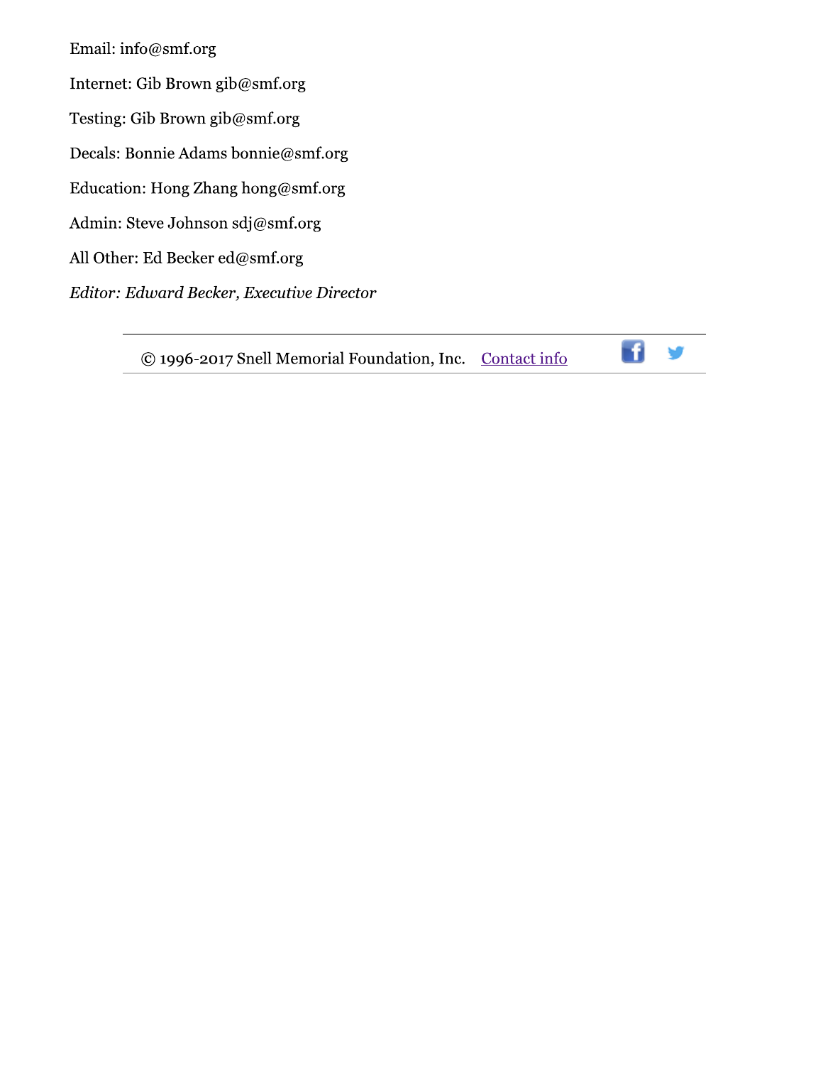Email: info@smf.org

Internet: Gib Brown gib@smf.org

Testing: Gib Brown gib@smf.org

Decals: Bonnie Adams bonnie@smf.org

Education: Hong Zhang hong@smf.org

Admin: Steve Johnson sdj@smf.org

All Other: Ed Becker ed@smf.org

*Editor: Edward Becker, Executive Director*

---

© 1996-2017 Snell Memorial Foundation, Inc. Contact info